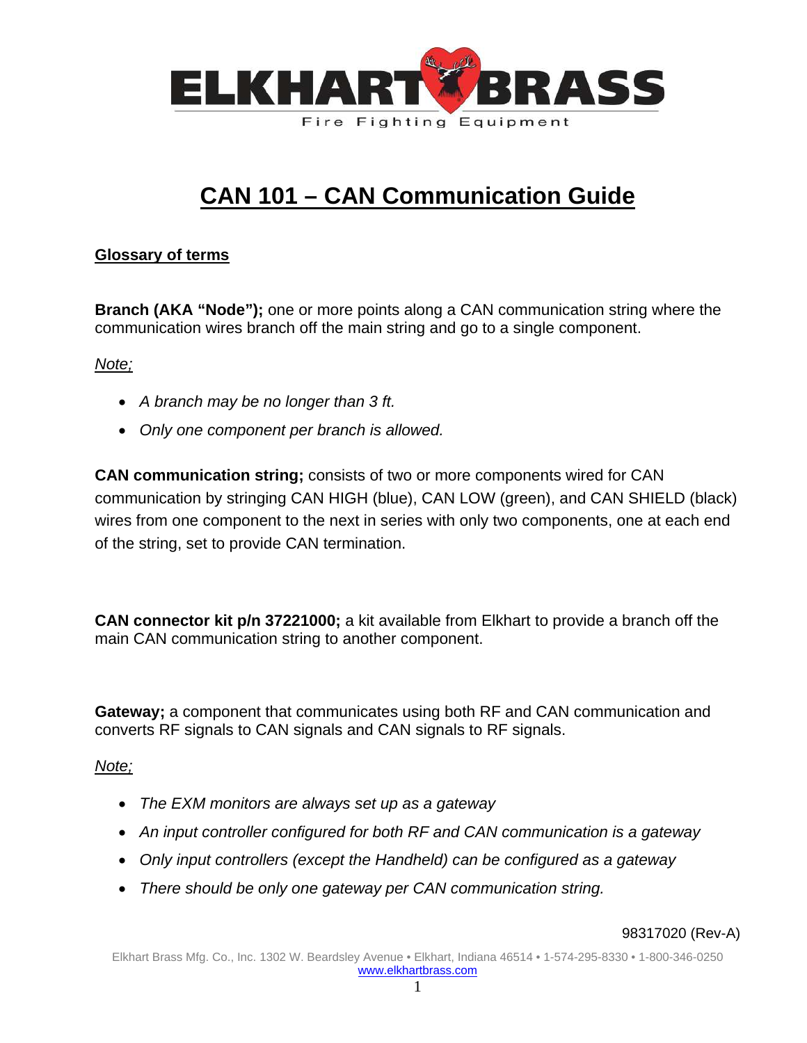# CAN 101 – CAN Communication Guide

## Glossary of terms

**Branch (AKA "Node");** one or more points along a CAN communication string where the communication wires branch off the main string and go to a single component.

*Note;*

- *A branch may be no longer than 3 ft.*
- *Only one component per branch is allowed.*

**CAN communication string;** consists of two or more components wired for CAN communication by stringing CAN HIGH (blue), CAN LOW (green), and CAN SHIELD (black) wires from one component to the next in series with only two components, one at each end of the string, set to provide CAN termination.

**CAN connector kit p/n 37221000;** a kit available from Elkhart to provide a branch off the main CAN communication string to another component.

**Gateway;** a component that communicates using both RF and CAN communication and converts RF signals to CAN signals and CAN signals to RF signals.

*Note;*

- *The EXM monitors are always set up as a gateway*
- *An input controller configured for both RF and CAN communication is a gateway*
- *Only input controllers (except the Handheld) can be configured as a gateway*
- *There should be only one gateway per CAN communication string.*

98317020 (Rev-A)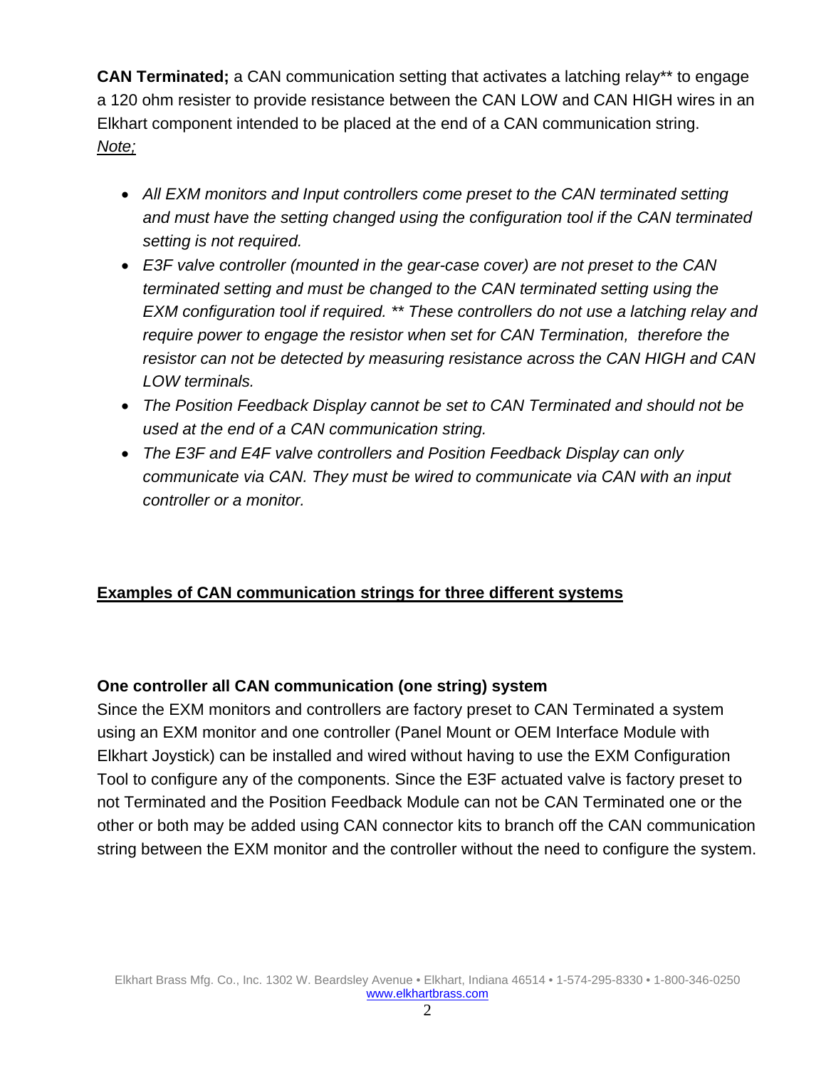**CAN Terminated;** a CAN communication setting that activates a latching relay** to engage a 120 ohm resister to provide resistance between the CAN LOW and CAN HIGH wires in an Elkhart component intended to be placed at the end of a CAN communication string.
*Note;*

- *All EXM monitors and Input controllers come preset to the CAN terminated setting and must have the setting changed using the configuration tool if the CAN terminated setting is not required.*
- *E3F valve controller (mounted in the gear-case cover) are not preset to the CAN terminated setting and must be changed to the CAN terminated setting using the EXM configuration tool if required. ** These controllers do not use a latching relay and require power to engage the resistor when set for CAN Termination, therefore the resistor can not be detected by measuring resistance across the CAN HIGH and CAN LOW terminals.*
- *The Position Feedback Display cannot be set to CAN Terminated and should not be used at the end of a CAN communication string.*
- *The E3F and E4F valve controllers and Position Feedback Display can only communicate via CAN. They must be wired to communicate via CAN with an input controller or a monitor.*

## Examples of CAN communication strings for three different systems

### One controller all CAN communication (one string) system

Since the EXM monitors and controllers are factory preset to CAN Terminated a system using an EXM monitor and one controller (Panel Mount or OEM Interface Module with Elkhart Joystick) can be installed and wired without having to use the EXM Configuration Tool to configure any of the components. Since the E3F actuated valve is factory preset to not Terminated and the Position Feedback Module can not be CAN Terminated one or the other or both may be added using CAN connector kits to branch off the CAN communication string between the EXM monitor and the controller without the need to configure the system.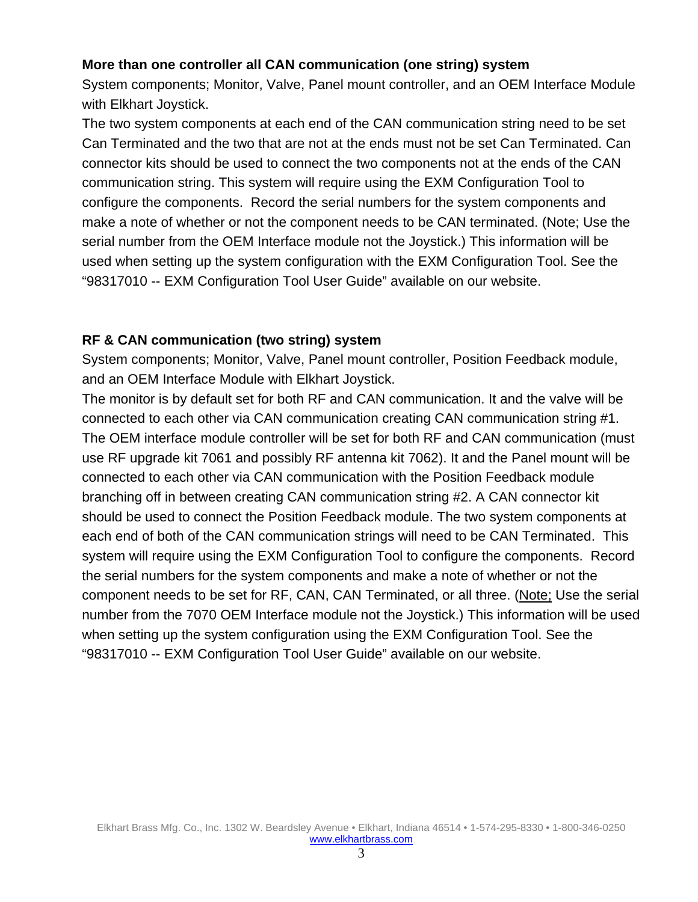**More than one controller all CAN communication (one string) system**

System components; Monitor, Valve, Panel mount controller, and an OEM Interface Module with Elkhart Joystick.

The two system components at each end of the CAN communication string need to be set Can Terminated and the two that are not at the ends must not be set Can Terminated. Can connector kits should be used to connect the two components not at the ends of the CAN communication string. This system will require using the EXM Configuration Tool to configure the components. Record the serial numbers for the system components and make a note of whether or not the component needs to be CAN terminated. (Note; Use the serial number from the OEM Interface module not the Joystick.) This information will be used when setting up the system configuration with the EXM Configuration Tool. See the "98317010 -- EXM Configuration Tool User Guide" available on our website.

**RF & CAN communication (two string) system**

System components; Monitor, Valve, Panel mount controller, Position Feedback module, and an OEM Interface Module with Elkhart Joystick.

The monitor is by default set for both RF and CAN communication. It and the valve will be connected to each other via CAN communication creating CAN communication string #1. The OEM interface module controller will be set for both RF and CAN communication (must use RF upgrade kit 7061 and possibly RF antenna kit 7062). It and the Panel mount will be connected to each other via CAN communication with the Position Feedback module branching off in between creating CAN communication string #2. A CAN connector kit should be used to connect the Position Feedback module. The two system components at each end of both of the CAN communication strings will need to be CAN Terminated. This system will require using the EXM Configuration Tool to configure the components. Record the serial numbers for the system components and make a note of whether or not the component needs to be set for RF, CAN, CAN Terminated, or all three. (Note; Use the serial number from the 7070 OEM Interface module not the Joystick.) This information will be used when setting up the system configuration using the EXM Configuration Tool. See the "98317010 -- EXM Configuration Tool User Guide" available on our website.

Elkhart Brass Mfg. Co., Inc. 1302 W. Beardsley Avenue • Elkhart, Indiana 46514 • 1-574-295-8330 • 1-800-346-0250
www.elkhartbrass.com